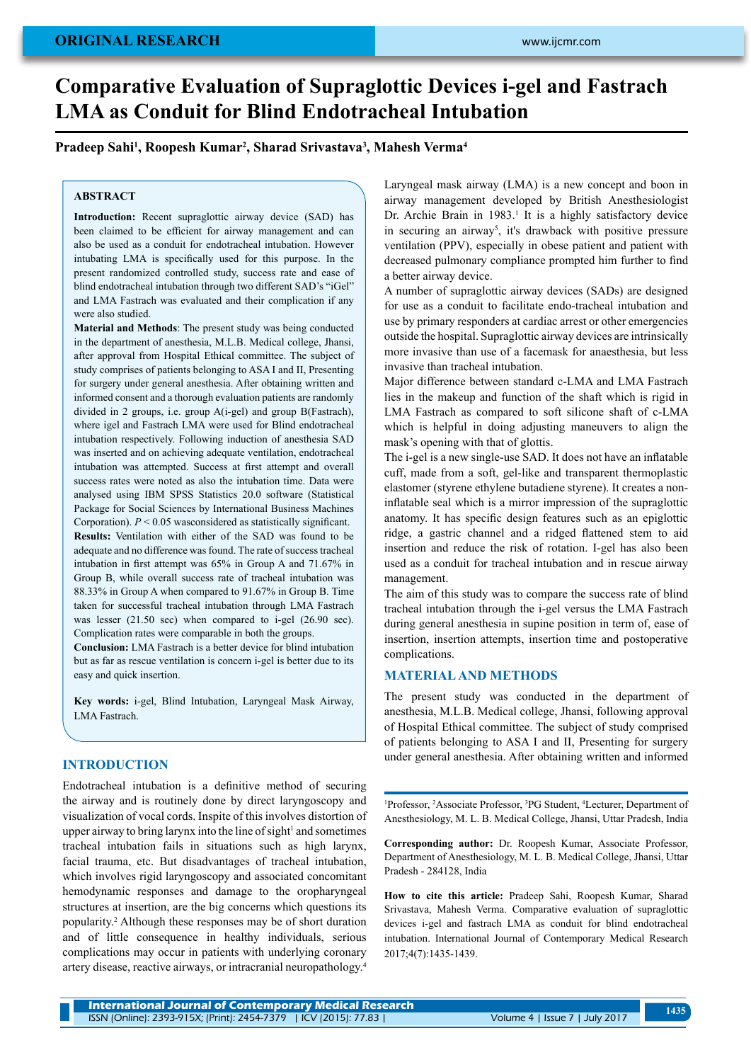ORIGINAL RESEARCH

# Comparative Evaluation of Supraglottic Devices i-gel and Fastrach LMA as Conduit for Blind Endotracheal Intubation

**Pradeep Sahi[1], Roopesh Kumar[2], Sharad Srivastava[3], Mahesh Verma[4]**

## ABSTRACT

**Introduction:** Recent supraglottic airway device (SAD) has been claimed to be efficient for airway management and can also be used as a conduit for endotracheal intubation. However intubating LMA is specifically used for this purpose. In the present randomized controlled study, success rate and ease of blind endotracheal intubation through two different SAD's "iGel" and LMA Fastrach was evaluated and their complication if any were also studied.

**Material and Methods**: The present study was being conducted in the department of anesthesia, M.L.B. Medical college, Jhansi, after approval from Hospital Ethical committee. The subject of study comprises of patients belonging to ASA I and II, Presenting for surgery under general anesthesia. After obtaining written and informed consent and a thorough evaluation patients are randomly divided in 2 groups, i.e. group A(i-gel) and group B(Fastrach), where igel and Fastrach LMA were used for Blind endotracheal intubation respectively. Following induction of anesthesia SAD was inserted and on achieving adequate ventilation, endotracheal intubation was attempted. Success at first attempt and overall success rates were noted as also the intubation time. Data were analysed using IBM SPSS Statistics 20.0 software (Statistical Package for Social Sciences by International Business Machines Corporation). $P < 0.05$ wasconsidered as statistically significant.

**Results:** Ventilation with either of the SAD was found to be adequate and no difference was found. The rate of success tracheal intubation in first attempt was 65% in Group A and 71.67% in Group B, while overall success rate of tracheal intubation was 88.33% in Group A when compared to 91.67% in Group B. Time taken for successful tracheal intubation through LMA Fastrach was lesser (21.50 sec) when compared to i-gel (26.90 sec). Complication rates were comparable in both the groups.

**Conclusion:** LMA Fastrach is a better device for blind intubation but as far as rescue ventilation is concern i-gel is better due to its easy and quick insertion.

**Key words:** i-gel, Blind Intubation, Laryngeal Mask Airway, LMA Fastrach.

## INTRODUCTION

Endotracheal intubation is a definitive method of securing the airway and is routinely done by direct laryngoscopy and visualization of vocal cords. Inspite of this involves distortion of upper airway to bring larynx into the line of sight[1] and sometimes tracheal intubation fails in situations such as high larynx, facial trauma, etc. But disadvantages of tracheal intubation, which involves rigid laryngoscopy and associated concomitant hemodynamic responses and damage to the oropharyngeal structures at insertion, are the big concerns which questions its popularity.[2] Although these responses may be of short duration and of little consequence in healthy individuals, serious complications may occur in patients with underlying coronary artery disease, reactive airways, or intracranial neuropathology.[4]

Laryngeal mask airway (LMA) is a new concept and boon in airway management developed by British Anesthesiologist Dr. Archie Brain in 1983.[1] It is a highly satisfactory device in securing an airway[5], it's drawback with positive pressure ventilation (PPV), especially in obese patient and patient with decreased pulmonary compliance prompted him further to find a better airway device.

A number of supraglottic airway devices (SADs) are designed for use as a conduit to facilitate endo-tracheal intubation and use by primary responders at cardiac arrest or other emergencies outside the hospital. Supraglottic airway devices are intrinsically more invasive than use of a facemask for anaesthesia, but less invasive than tracheal intubation.

Major difference between standard c-LMA and LMA Fastrach lies in the makeup and function of the shaft which is rigid in LMA Fastrach as compared to soft silicone shaft of c-LMA which is helpful in doing adjusting maneuvers to align the mask's opening with that of glottis.

The i-gel is a new single-use SAD. It does not have an inflatable cuff, made from a soft, gel-like and transparent thermoplastic elastomer (styrene ethylene butadiene styrene). It creates a non-inflatable seal which is a mirror impression of the supraglottic anatomy. It has specific design features such as an epiglottic ridge, a gastric channel and a ridged flattened stem to aid insertion and reduce the risk of rotation. I-gel has also been used as a conduit for tracheal intubation and in rescue airway management.

The aim of this study was to compare the success rate of blind tracheal intubation through the i-gel versus the LMA Fastrach during general anesthesia in supine position in term of, ease of insertion, insertion attempts, insertion time and postoperative complications.

## MATERIAL AND METHODS

The present study was conducted in the department of anesthesia, M.L.B. Medical college, Jhansi, following approval of Hospital Ethical committee. The subject of study comprised of patients belonging to ASA I and II, Presenting for surgery under general anesthesia. After obtaining written and informed

[1]Professor, [2]Associate Professor, [3]PG Student, [4]Lecturer, Department of Anesthesiology, M. L. B. Medical College, Jhansi, Uttar Pradesh, India

**Corresponding author:** Dr. Roopesh Kumar, Associate Professor, Department of Anesthesiology, M. L. B. Medical College, Jhansi, Uttar Pradesh - 284128, India

**How to cite this article:** Pradeep Sahi, Roopesh Kumar, Sharad Srivastava, Mahesh Verma. Comparative evaluation of supraglottic devices i-gel and fastrach LMA as conduit for blind endotracheal intubation. International Journal of Contemporary Medical Research 2017;4(7):1435-1439.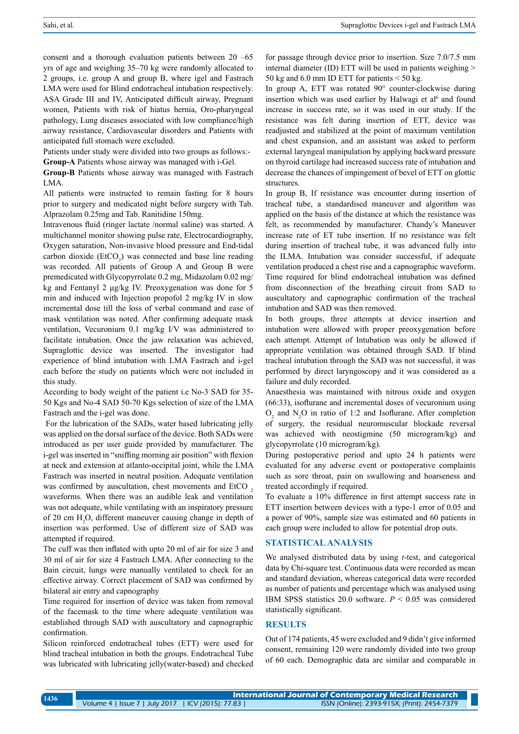consent and a thorough evaluation patients between 20 –65 yrs of age and weighing 35–70 kg were randomly allocated to 2 groups, i.e. group A and group B, where igel and Fastrach LMA were used for Blind endotracheal intubation respectively. ASA Grade III and IV, Anticipated difficult airway, Pregnant women, Patients with risk of hiatus hernia, Oro-pharyngeal pathology, Lung diseases associated with low compliance/high airway resistance, Cardiovascular disorders and Patients with anticipated full stomach were excluded.

Patients under study were divided into two groups as follows:-

**Group-A** Patients whose airway was managed with i-Gel.

**Group-B** Patients whose airway was managed with Fastrach LMA.

All patients were instructed to remain fasting for 8 hours prior to surgery and medicated night before surgery with Tab. Alprazolam 0.25mg and Tab. Ranitidine 150mg.

Intravenous fluid (ringer lactate /normal saline) was started. A multichannel monitor showing pulse rate, Electrocardiography, Oxygen saturation, Non-invasive blood pressure and End-tidal carbon dioxide ($EtCO_2$) was connected and base line reading was recorded. All patients of Group A and Group B were premedicated with Glycopyrrolate 0.2 mg, Midazolam 0.02 mg/kg and Fentanyl 2 µg/kg IV. Preoxygenation was done for 5 min and induced with Injection propofol 2 mg/kg IV in slow incremental dose till the loss of verbal command and ease of mask ventilation was noted. After confirming adequate mask ventilation, Vecuronium 0.1 mg/kg I/V was administered to facilitate intubation. Once the jaw relaxation was achieved, Supraglottic device was inserted. The investigator had experience of blind intubation with LMA Fastrach and i-gel each before the study on patients which were not included in this study.

According to body weight of the patient i.e No-3 SAD for 35-50 Kgs and No-4 SAD 50-70 Kgs selection of size of the LMA Fastrach and the i-gel was done.

For the lubrication of the SADs, water based lubricating jelly was applied on the dorsal surface of the device. Both SADs were introduced as per user guide provided by manufacturer. The i-gel was inserted in "sniffing morning air position" with flexion at neck and extension at atlanto-occipital joint, while the LMA Fastrach was inserted in neutral position. Adequate ventilation was confirmed by auscultation, chest movements and $EtCO_2$ waveforms. When there was an audible leak and ventilation was not adequate, while ventilating with an inspiratory pressure of 20 cm $H_2O$, different maneuver causing change in depth of insertion was performed. Use of different size of SAD was attempted if required.

The cuff was then inflated with upto 20 ml of air for size 3 and 30 ml of air for size 4 Fastrach LMA. After connecting to the Bain circuit, lungs were manually ventilated to check for an effective airway. Correct placement of SAD was confirmed by bilateral air entry and capnography

Time required for insertion of device was taken from removal of the facemask to the time where adequate ventilation was established through SAD with auscultatory and capnographic confirmation.

Silicon reinforced endotracheal tubes (ETT) were used for blind tracheal intubation in both the groups. Endotracheal Tube was lubricated with lubricating jelly(water-based) and checked for passage through device prior to insertion. Size 7.0/7.5 mm internal diameter (ID) ETT will be used in patients weighing > 50 kg and 6.0 mm ID ETT for patients < 50 kg.

In group A, ETT was rotated 90° counter-clockwise during insertion which was used earlier by Halwagi et al[6] and found increase in success rate, so it was used in our study. If the resistance was felt during insertion of ETT, device was readjusted and stabilized at the point of maximum ventilation and chest expansion, and an assistant was asked to perform external laryngeal manipulation by applying backward pressure on thyroid cartilage had increased success rate of intubation and decrease the chances of impingement of bevel of ETT on glottic structures.

In group B, If resistance was encounter during insertion of tracheal tube, a standardised maneuver and algorithm was applied on the basis of the distance at which the resistance was felt, as recommended by manufacturer. Chandy's Maneuver increase rate of ET tube insertion. If no resistance was felt during insertion of tracheal tube, it was advanced fully into the ILMA. Intubation was consider successful, if adequate ventilation produced a chest rise and a capnographic waveform. Time required for blind endotracheal intubation was defined from disconnection of the breathing circuit from SAD to auscultatory and capnographic confirmation of the tracheal intubation and SAD was then removed.

In both groups, three attempts at device insertion and intubation were allowed with proper preoxygenation before each attempt. Attempt of Intubation was only be allowed if appropriate ventilation was obtained through SAD. If blind tracheal intubation through the SAD was not successful, it was performed by direct laryngoscopy and it was considered as a failure and duly recorded.

Anaesthesia was maintained with nitrous oxide and oxygen (66:33), isoflurane and incremental doses of vecuronium using $O_2$ and $N_2O$ in ratio of 1:2 and Isoflurane. After completion of surgery, the residual neuromuscular blockade reversal was achieved with neostigmine (50 microgram/kg) and glycopyrrolate (10 microgram/kg).

During postoperative period and upto 24 h patients were evaluated for any adverse event or postoperative complaints such as sore throat, pain on swallowing and hoarseness and treated accordingly if required.

To evaluate a 10% difference in first attempt success rate in ETT insertion between devices with a type-1 error of 0.05 and a power of 90%, sample size was estimated and 60 patients in each group were included to allow for potential drop outs.

## STATISTICAL ANALYSIS

We analysed distributed data by using *t*-test, and categorical data by Chi-square test. Continuous data were recorded as mean and standard deviation, whereas categorical data were recorded as number of patients and percentage which was analysed using IBM SPSS statistics 20.0 software. $P < 0.05$ was considered statistically significant.

## RESULTS

Out of 174 patients, 45 were excluded and 9 didn't give informed consent, remaining 120 were randomly divided into two group of 60 each. Demographic data are similar and comparable in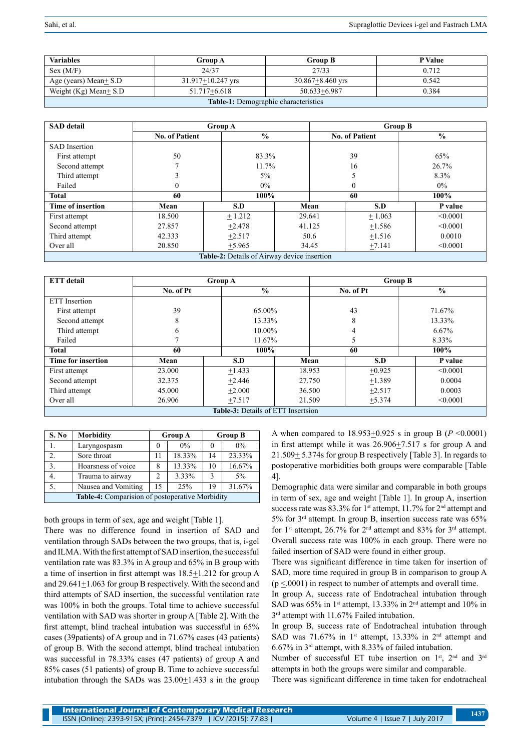| Variables | Group A | Group B | P Value |
|---|---|---|---|
| Sex (M/F) | 24/37 | 27/33 | 0.712 |
| Age (years) Mean± S.D | 31.917±10.247 yrs | 30.867±8.460 yrs | 0.542 |
| Weight (Kg) Mean± S.D | 51.717±6.618 | 50.633±6.987 | 0.384 |

**Table-1:** Demographic characteristics

| SAD detail | Group A | | Group B | |
|---|---|---|---|---|
| | No. of Patient | % | No. of Patient | % |
| SAD Insertion | | | | |
| First attempt | 50 | 83.3% | 39 | 65% |
| Second attempt | 7 | 11.7% | 16 | 26.7% |
| Third attempt | 3 | 5% | 5 | 8.3% |
| Failed | 0 | 0% | 0 | 0% |
| **Total** | **60** | **100%** | **60** | **100%** |

| Time of insertion | Mean | S.D | Mean | S.D | P value |
|---|---|---|---|---|---|
| First attempt | 18.500 | ± 1.212 | 29.641 | ± 1.063 | <0.0001 |
| Second attempt | 27.857 | ±2.478 | 41.125 | ±1.586 | <0.0001 |
| Third attempt | 42.333 | ±2.517 | 50.6 | ±1.516 | 0.0010 |
| Over all | 20.850 | ±5.965 | 34.45 | ±7.141 | <0.0001 |

**Table-2:** Details of Airway device insertion

| ETT detail | Group A | | Group B | |
|---|---|---|---|---|
| | No. of Pt | % | No. of Pt | % |
| ETT Insertion | | | | |
| First attempt | 39 | 65.00% | 43 | 71.67% |
| Second attempt | 8 | 13.33% | 8 | 13.33% |
| Third attempt | 6 | 10.00% | 4 | 6.67% |
| Failed | 7 | 11.67% | 5 | 8.33% |
| **Total** | **60** | **100%** | **60** | **100%** |

| Time for insertion | Mean | S.D | Mean | S.D | P value |
|---|---|---|---|---|---|
| First attempt | 23.000 | ±1.433 | 18.953 | ±0.925 | <0.0001 |
| Second attempt | 32.375 | ±2.446 | 27.750 | ±1.389 | 0.0004 |
| Third attempt | 45.000 | ±2.000 | 36.500 | ±2.517 | 0.0003 |
| Over all | 26.906 | ±7.517 | 21.509 | ±5.374 | <0.0001 |

**Table-3:** Details of ETT Insertsion

| S. No | Morbidity | Group A | | Group B | |
|---|---|---|---|---|---|
| 1. | Laryngospasm | 0 | 0% | 0 | 0% |
| 2. | Sore throat | 11 | 18.33% | 14 | 23.33% |
| 3. | Hoarsness of voice | 8 | 13.33% | 10 | 16.67% |
| 4. | Trauma to airway | 2 | 3.33% | 3 | 5% |
| 5. | Nausea and Vomiting | 15 | 25% | 19 | 31.67% |

**Table-4:** Comparision of postoperative Morbidity

both groups in term of sex, age and weight [Table 1].

There was no difference found in insertion of SAD and ventilation through SADs between the two groups, that is, i-gel and ILMA. With the first attempt of SAD insertion, the successful ventilation rate was 83.3% in A group and 65% in B group with a time of insertion in first attempt was 18.5±1.212 for group A and 29.641±1.063 for group B respectively. With the second and third attempts of SAD insertion, the successful ventilation rate was 100% in both the groups. Total time to achieve successful ventilation with SAD was shorter in group A [Table 2]. With the first attempt, blind tracheal intubation was successful in 65% cases (39patients) of A group and in 71.67% cases (43 patients) of group B. With the second attempt, blind tracheal intubation was successful in 78.33% cases (47 patients) of group A and 85% cases (51 patients) of group B. Time to achieve successful intubation through the SADs was 23.00±1.433 s in the group A when compared to 18.953±0.925 s in group B ($P$ <0.0001) in first attempt while it was 26.906±7.517 s for group A and 21.509± 5.374s for group B respectively [Table 3]. In regards to postoperative morbidities both groups were comparable [Table 4].

Demographic data were similar and comparable in both groups in term of sex, age and weight [Table 1]. In group A, insertion success rate was 83.3% for 1st attempt, 11.7% for 2nd attempt and 5% for 3rd attempt. In group B, insertion success rate was 65% for 1st attempt, 26.7% for 2nd attempt and 83% for 3rd attempt. Overall success rate was 100% in each group. There were no failed insertion of SAD were found in either group.

There was significant difference in time taken for insertion of SAD, more time required in group B in comparison to group A (p ≤.0001) in respect to number of attempts and overall time.

In group A, success rate of Endotracheal intubation through SAD was 65% in 1st attempt, 13.33% in 2nd attempt and 10% in 3rd attempt with 11.67% Failed intubation.

In group B, success rate of Endotracheal intubation through SAD was 71.67% in 1st attempt, 13.33% in 2nd attempt and 6.67% in 3rd attempt, with 8.33% of failed intubation.

Number of successful ET tube insertion on 1st, 2nd and 3rd attempts in both the groups were similar and comparable.

There was significant difference in time taken for endotracheal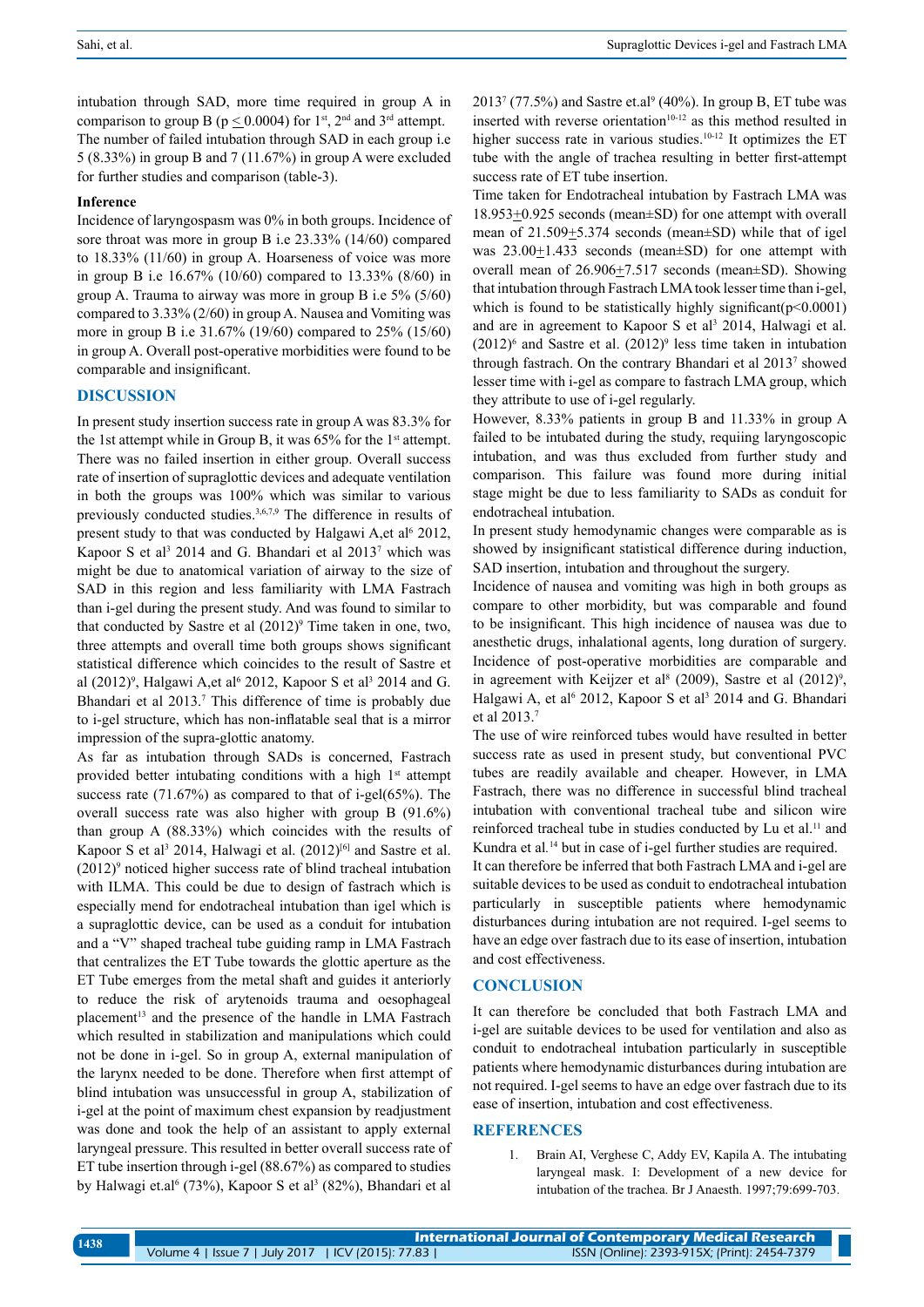intubation through SAD, more time required in group A in comparison to group B ($p \leq 0.0004$) for 1st, 2nd and 3rd attempt. The number of failed intubation through SAD in each group i.e 5 (8.33%) in group B and 7 (11.67%) in group A were excluded for further studies and comparison (table-3).

### Inference

Incidence of laryngospasm was 0% in both groups. Incidence of sore throat was more in group B i.e 23.33% (14/60) compared to 18.33% (11/60) in group A. Hoarseness of voice was more in group B i.e 16.67% (10/60) compared to 13.33% (8/60) in group A. Trauma to airway was more in group B i.e 5% (5/60) compared to 3.33% (2/60) in group A. Nausea and Vomiting was more in group B i.e 31.67% (19/60) compared to 25% (15/60) in group A. Overall post-operative morbidities were found to be comparable and insignificant.

## DISCUSSION

In present study insertion success rate in group A was 83.3% for the 1st attempt while in Group B, it was 65% for the 1st attempt. There was no failed insertion in either group. Overall success rate of insertion of supraglottic devices and adequate ventilation in both the groups was 100% which was similar to various previously conducted studies.[3,6,7,9] The difference in results of present study to that was conducted by Halgawi A,et al[6] 2012, Kapoor S et al[3] 2014 and G. Bhandari et al 2013[7] which was might be due to anatomical variation of airway to the size of SAD in this region and less familiarity with LMA Fastrach than i-gel during the present study. And was found to similar to that conducted by Sastre et al (2012)[9] Time taken in one, two, three attempts and overall time both groups shows significant statistical difference which coincides to the result of Sastre et al (2012)[9], Halgawi A,et al[6] 2012, Kapoor S et al[3] 2014 and G. Bhandari et al 2013.[7] This difference of time is probably due to i-gel structure, which has non-inflatable seal that is a mirror impression of the supra-glottic anatomy.

As far as intubation through SADs is concerned, Fastrach provided better intubating conditions with a high 1st attempt success rate (71.67%) as compared to that of i-gel(65%). The overall success rate was also higher with group B (91.6%) than group A (88.33%) which coincides with the results of Kapoor S et al[3] 2014, Halwagi et al. (2012)[6] and Sastre et al. (2012)[9] noticed higher success rate of blind tracheal intubation with ILMA. This could be due to design of fastrach which is especially mend for endotracheal intubation than igel which is a supraglottic device, can be used as a conduit for intubation and a "V" shaped tracheal tube guiding ramp in LMA Fastrach that centralizes the ET Tube towards the glottic aperture as the ET Tube emerges from the metal shaft and guides it anteriorly to reduce the risk of arytenoids trauma and oesophageal placement[13] and the presence of the handle in LMA Fastrach which resulted in stabilization and manipulations which could not be done in i-gel. So in group A, external manipulation of the larynx needed to be done. Therefore when first attempt of blind intubation was unsuccessful in group A, stabilization of i-gel at the point of maximum chest expansion by readjustment was done and took the help of an assistant to apply external laryngeal pressure. This resulted in better overall success rate of ET tube insertion through i-gel (88.67%) as compared to studies by Halwagi et.al[6] (73%), Kapoor S et al[3] (82%), Bhandari et al 2013[7] (77.5%) and Sastre et.al[9] (40%). In group B, ET tube was inserted with reverse orientation[10-12] as this method resulted in higher success rate in various studies.[10-12] It optimizes the ET tube with the angle of trachea resulting in better first-attempt success rate of ET tube insertion.

Time taken for Endotracheal intubation by Fastrach LMA was 18.953±0.925 seconds (mean±SD) for one attempt with overall mean of 21.509±5.374 seconds (mean±SD) while that of igel was 23.00±1.433 seconds (mean±SD) for one attempt with overall mean of 26.906±7.517 seconds (mean±SD). Showing that intubation through Fastrach LMA took lesser time than i-gel, which is found to be statistically highly significant($p<0.0001$) and are in agreement to Kapoor S et al[3] 2014, Halwagi et al. (2012)[6] and Sastre et al. (2012)[9] less time taken in intubation through fastrach. On the contrary Bhandari et al 2013[7] showed lesser time with i-gel as compare to fastrach LMA group, which they attribute to use of i-gel regularly.

However, 8.33% patients in group B and 11.33% in group A failed to be intubated during the study, requiing laryngoscopic intubation, and was thus excluded from further study and comparison. This failure was found more during initial stage might be due to less familiarity to SADs as conduit for endotracheal intubation.

In present study hemodynamic changes were comparable as is showed by insignificant statistical difference during induction, SAD insertion, intubation and throughout the surgery.

Incidence of nausea and vomiting was high in both groups as compare to other morbidity, but was comparable and found to be insignificant. This high incidence of nausea was due to anesthetic drugs, inhalational agents, long duration of surgery. Incidence of post-operative morbidities are comparable and in agreement with Keijzer et al[8] (2009), Sastre et al (2012)[9], Halwagi A, et al[6] 2012, Kapoor S et al[3] 2014 and G. Bhandari et al 2013.[7]

The use of wire reinforced tubes would have resulted in better success rate as used in present study, but conventional PVC tubes are readily available and cheaper. However, in LMA Fastrach, there was no difference in successful blind tracheal intubation with conventional tracheal tube and silicon wire reinforced tracheal tube in studies conducted by Lu et al.[11] and Kundra et al.[14] but in case of i-gel further studies are required.

It can therefore be inferred that both Fastrach LMA and i-gel are suitable devices to be used as conduit to endotracheal intubation particularly in susceptible patients where hemodynamic disturbances during intubation are not required. I-gel seems to have an edge over fastrach due to its ease of insertion, intubation and cost effectiveness.

## CONCLUSION

It can therefore be concluded that both Fastrach LMA and i-gel are suitable devices to be used for ventilation and also as conduit to endotracheal intubation particularly in susceptible patients where hemodynamic disturbances during intubation are not required. I-gel seems to have an edge over fastrach due to its ease of insertion, intubation and cost effectiveness.

## REFERENCES

1. Brain AI, Verghese C, Addy EV, Kapila A. The intubating laryngeal mask. I: Development of a new device for intubation of the trachea. Br J Anaesth. 1997;79:699-703.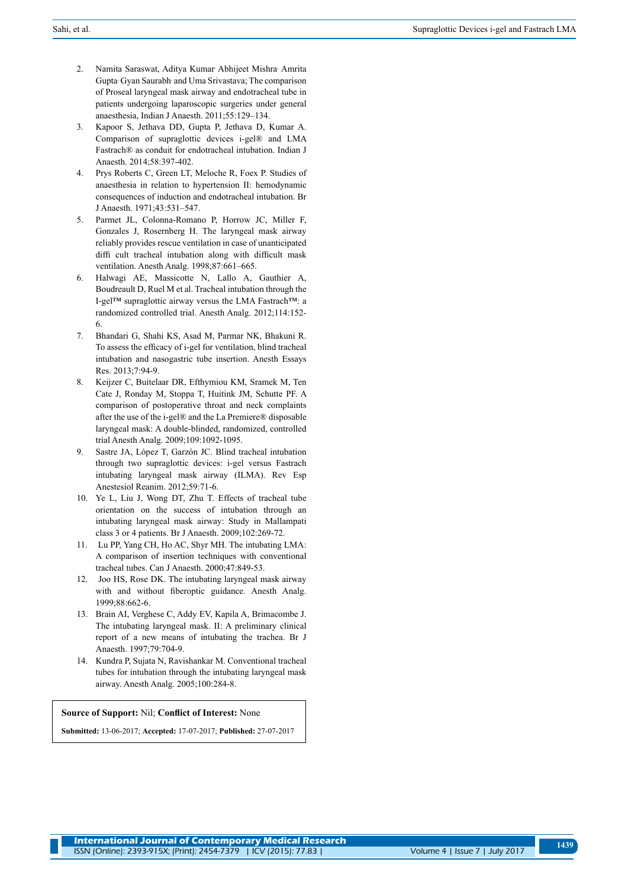2. Namita Saraswat, Aditya Kumar, Abhijeet Mishra, Amrita Gupta, Gyan Saurabh, and Uma Srivastava; The comparison of Proseal laryngeal mask airway and endotracheal tube in patients undergoing laparoscopic surgeries under general anaesthesia, Indian J Anaesth. 2011;55:129–134.
3. Kapoor S, Jethava DD, Gupta P, Jethava D, Kumar A. Comparison of supraglottic devices i-gel® and LMA Fastrach® as conduit for endotracheal intubation. Indian J Anaesth. 2014;58:397-402.
4. Prys Roberts C, Green LT, Meloche R, Foex P. Studies of anaesthesia in relation to hypertension II: hemodynamic consequences of induction and endotracheal intubation. Br J Anaesth. 1971;43:531–547.
5. Parmet JL, Colonna-Romano P, Horrow JC, Miller F, Gonzales J, Rosernberg H. The laryngeal mask airway reliably provides rescue ventilation in case of unanticipated diffi cult tracheal intubation along with difficult mask ventilation. Anesth Analg. 1998;87:661–665.
6. Halwagi AE, Massicotte N, Lallo A, Gauthier A, Boudreault D, Ruel M et al. Tracheal intubation through the I-gel™ supraglottic airway versus the LMA Fastrach™: a randomized controlled trial. Anesth Analg. 2012;114:152-6.
7. Bhandari G, Shahi KS, Asad M, Parmar NK, Bhakuni R. To assess the efficacy of i-gel for ventilation, blind tracheal intubation and nasogastric tube insertion. Anesth Essays Res. 2013;7:94-9.
8. Keijzer C, Buitelaar DR, Efthymiou KM, Sramek M, Ten Cate J, Ronday M, Stoppa T, Huitink JM, Schutte PF. A comparison of postoperative throat and neck complaints after the use of the i-gel® and the La Premiere® disposable laryngeal mask: A double-blinded, randomized, controlled trial Anesth Analg. 2009;109:1092-1095.
9. Sastre JA, López T, Garzón JC. Blind tracheal intubation through two supraglottic devices: i-gel versus Fastrach intubating laryngeal mask airway (ILMA). Rev Esp Anestesiol Reanim. 2012;59:71-6.
10. Ye L, Liu J, Wong DT, Zhu T. Effects of tracheal tube orientation on the success of intubation through an intubating laryngeal mask airway: Study in Mallampati class 3 or 4 patients. Br J Anaesth. 2009;102:269-72.
11. Lu PP, Yang CH, Ho AC, Shyr MH. The intubating LMA: A comparison of insertion techniques with conventional tracheal tubes. Can J Anaesth. 2000;47:849-53.
12. Joo HS, Rose DK. The intubating laryngeal mask airway with and without fiberoptic guidance. Anesth Analg. 1999;88:662-6.
13. Brain AI, Verghese C, Addy EV, Kapila A, Brimacombe J. The intubating laryngeal mask. II: A preliminary clinical report of a new means of intubating the trachea. Br J Anaesth. 1997;79:704-9.
14. Kundra P, Sujata N, Ravishankar M. Conventional tracheal tubes for intubation through the intubating laryngeal mask airway. Anesth Analg. 2005;100:284-8.

**Source of Support:** Nil; **Conflict of Interest:** None

**Submitted:** 13-06-2017; **Accepted:** 17-07-2017; **Published:** 27-07-2017